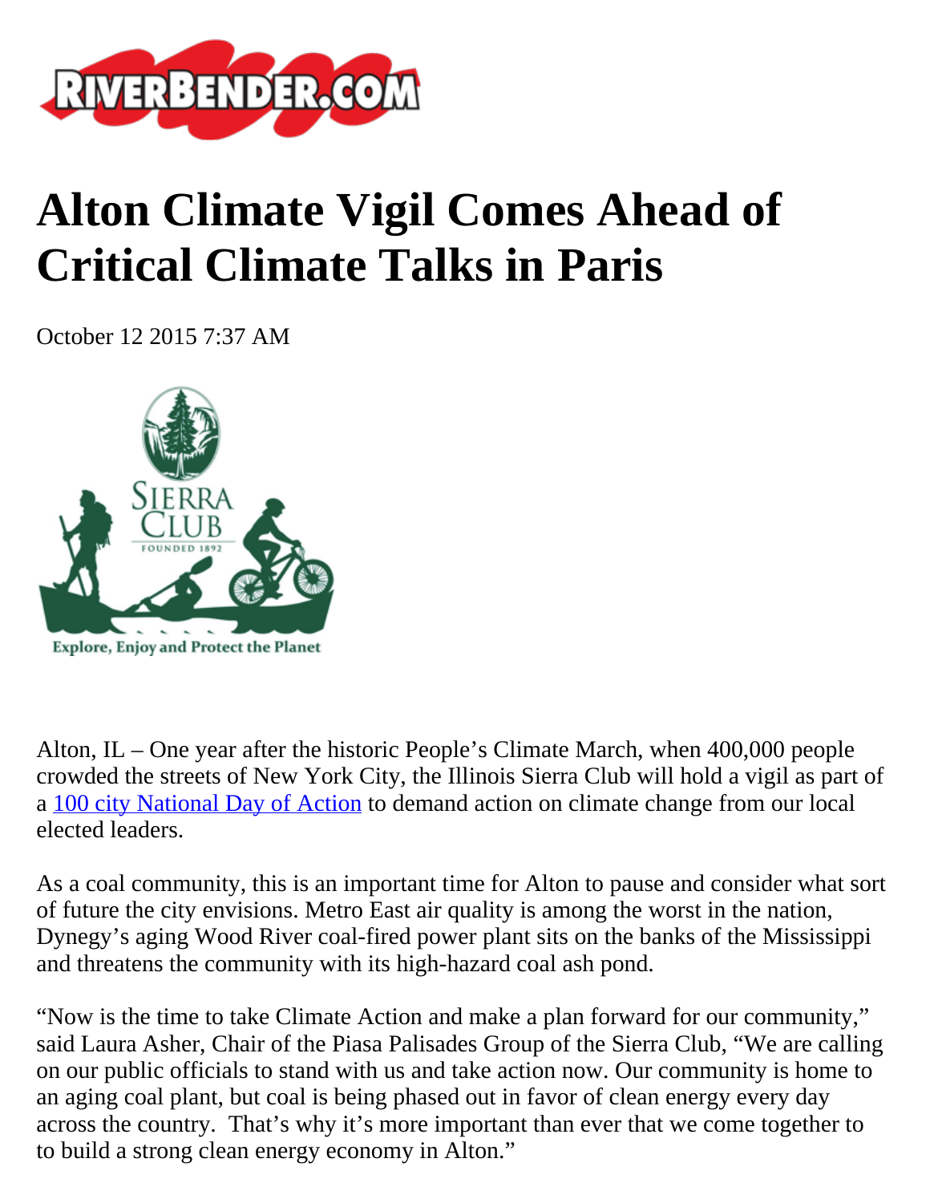# Alton Climate Vigil Comes Ahead of Critical Climate Talks in Paris

October 12 2015 7:37 AM

Alton, IL – One year after the historic People's Climate March, when 400,000 people crowded the streets of New York City, the Illinois Sierra Club will hold a vigil as part of a 100 city National Day of Action to demand action on climate change from our local elected leaders.

As a coal community, this is an important time for Alton to pause and consider what sort of future the city envisions. Metro East air quality is among the worst in the nation, Dynegy's aging Wood River coal-fired power plant sits on the banks of the Mississippi and threatens the community with its high-hazard coal ash pond.

"Now is the time to take Climate Action and make a plan forward for our community," said Laura Asher, Chair of the Piasa Palisades Group of the Sierra Club, "We are calling on our public officials to stand with us and take action now. Our community is home to an aging coal plant, but coal is being phased out in favor of clean energy every day across the country. That's why it's more important than ever that we come together to to build a strong clean energy economy in Alton."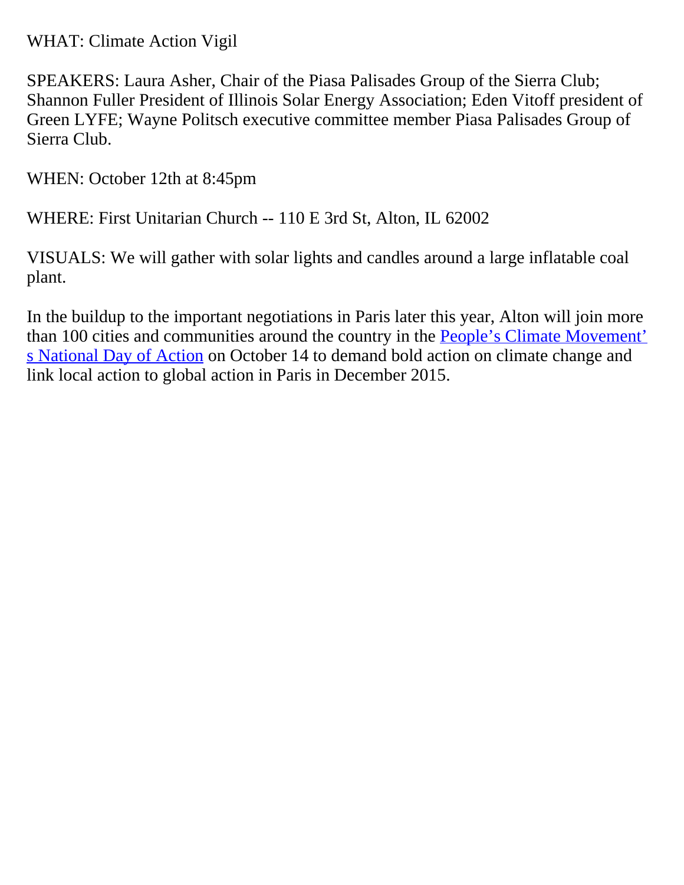WHAT: Climate Action Vigil

SPEAKERS: Laura Asher, Chair of the Piasa Palisades Group of the Sierra Club; Shannon Fuller President of Illinois Solar Energy Association; Eden Vitoff president of Green LYFE; Wayne Politsch executive committee member Piasa Palisades Group of Sierra Club.

WHEN: October 12th at 8:45pm

WHERE: First Unitarian Church -- 110 E 3rd St, Alton, IL 62002

VISUALS: We will gather with solar lights and candles around a large inflatable coal plant.

In the buildup to the important negotiations in Paris later this year, Alton will join more than 100 cities and communities around the country in the People's Climate Movement's National Day of Action on October 14 to demand bold action on climate change and link local action to global action in Paris in December 2015.